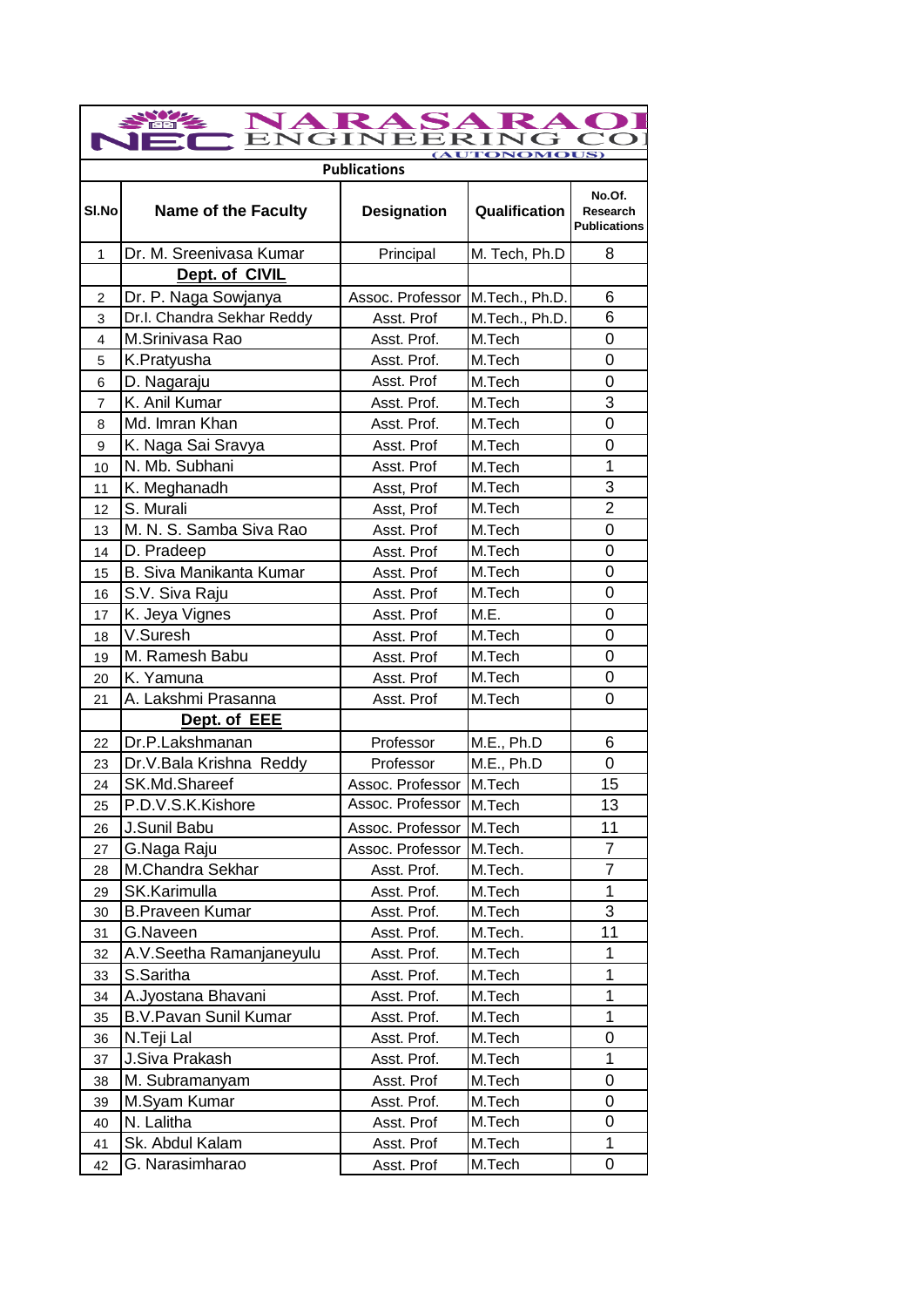# NARASARAOPET ENGINEERING COLLEGE (AUTONOMOUS)

**Publications**

| Sl.No | Name of the Faculty | Designation | Qualification | No.Of. Research Publications |
|---|---|---|---|---|
| 1 | Dr. M. Sreenivasa Kumar | Principal | M. Tech, Ph.D | 8 |
| | **Dept. of CIVIL** | | | |
| 2 | Dr. P. Naga Sowjanya | Assoc. Professor | M.Tech., Ph.D. | 6 |
| 3 | Dr.I. Chandra Sekhar Reddy | Asst. Prof | M.Tech., Ph.D. | 6 |
| 4 | M.Srinivasa Rao | Asst. Prof. | M.Tech | 0 |
| 5 | K.Pratyusha | Asst. Prof. | M.Tech | 0 |
| 6 | D. Nagaraju | Asst. Prof | M.Tech | 0 |
| 7 | K. Anil Kumar | Asst. Prof. | M.Tech | 3 |
| 8 | Md. Imran Khan | Asst. Prof. | M.Tech | 0 |
| 9 | K. Naga Sai Sravya | Asst. Prof | M.Tech | 0 |
| 10 | N. Mb. Subhani | Asst. Prof | M.Tech | 1 |
| 11 | K. Meghanadh | Asst, Prof | M.Tech | 3 |
| 12 | S. Murali | Asst, Prof | M.Tech | 2 |
| 13 | M. N. S. Samba Siva Rao | Asst. Prof | M.Tech | 0 |
| 14 | D. Pradeep | Asst. Prof | M.Tech | 0 |
| 15 | B. Siva Manikanta Kumar | Asst. Prof | M.Tech | 0 |
| 16 | S.V. Siva Raju | Asst. Prof | M.Tech | 0 |
| 17 | K. Jeya Vignes | Asst. Prof | M.E. | 0 |
| 18 | V.Suresh | Asst. Prof | M.Tech | 0 |
| 19 | M. Ramesh Babu | Asst. Prof | M.Tech | 0 |
| 20 | K. Yamuna | Asst. Prof | M.Tech | 0 |
| 21 | A. Lakshmi Prasanna | Asst. Prof | M.Tech | 0 |
| | **Dept. of EEE** | | | |
| 22 | Dr.P.Lakshmanan | Professor | M.E., Ph.D | 6 |
| 23 | Dr.V.Bala Krishna Reddy | Professor | M.E., Ph.D | 0 |
| 24 | SK.Md.Shareef | Assoc. Professor | M.Tech | 15 |
| 25 | P.D.V.S.K.Kishore | Assoc. Professor | M.Tech | 13 |
| 26 | J.Sunil Babu | Assoc. Professor | M.Tech | 11 |
| 27 | G.Naga Raju | Assoc. Professor | M.Tech. | 7 |
| 28 | M.Chandra Sekhar | Asst. Prof. | M.Tech. | 7 |
| 29 | SK.Karimulla | Asst. Prof. | M.Tech | 1 |
| 30 | B.Praveen Kumar | Asst. Prof. | M.Tech | 3 |
| 31 | G.Naveen | Asst. Prof. | M.Tech. | 11 |
| 32 | A.V.Seetha Ramanjaneyulu | Asst. Prof. | M.Tech | 1 |
| 33 | S.Saritha | Asst. Prof. | M.Tech | 1 |
| 34 | A.Jyostana Bhavani | Asst. Prof. | M.Tech | 1 |
| 35 | B.V.Pavan Sunil Kumar | Asst. Prof. | M.Tech | 1 |
| 36 | N.Teji Lal | Asst. Prof. | M.Tech | 0 |
| 37 | J.Siva Prakash | Asst. Prof. | M.Tech | 1 |
| 38 | M. Subramanyam | Asst. Prof | M.Tech | 0 |
| 39 | M.Syam Kumar | Asst. Prof. | M.Tech | 0 |
| 40 | N. Lalitha | Asst. Prof | M.Tech | 0 |
| 41 | Sk. Abdul Kalam | Asst. Prof | M.Tech | 1 |
| 42 | G. Narasimharao | Asst. Prof | M.Tech | 0 |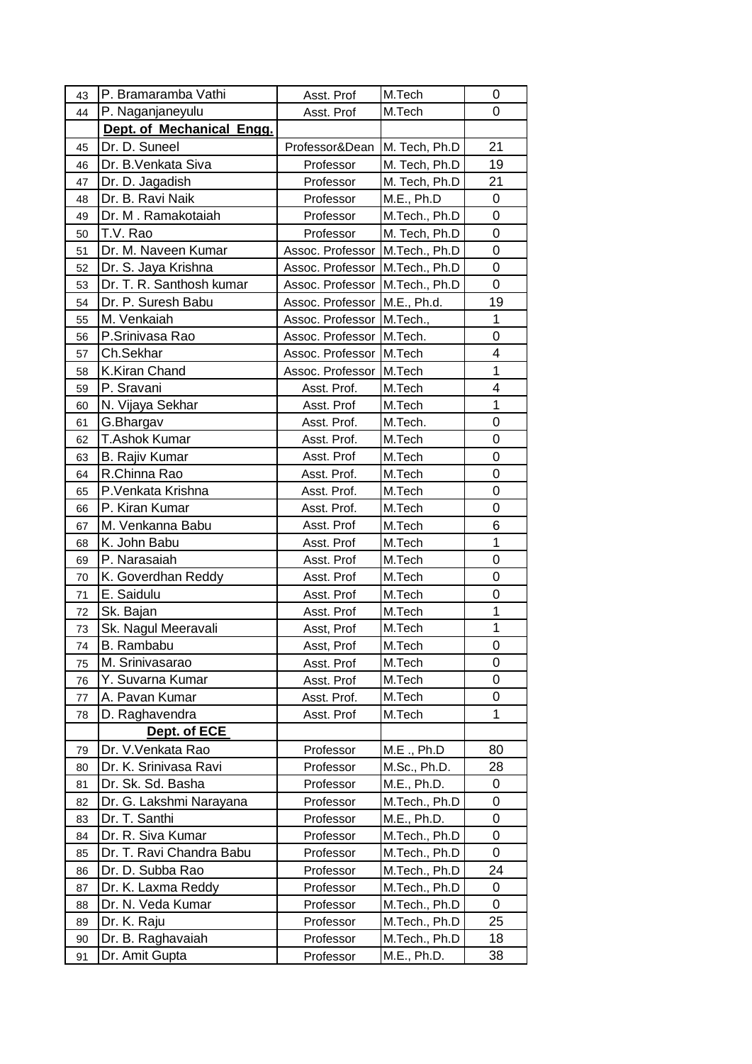| | | | | |
|---|---|---|---|---|
| 43 | P. Bramaramba Vathi | Asst. Prof | M.Tech | 0 |
| 44 | P. Naganjaneyulu | Asst. Prof | M.Tech | 0 |
| | **Dept. of Mechanical Engg.** | | | |
| 45 | Dr. D. Suneel | Professor&Dean | M. Tech, Ph.D | 21 |
| 46 | Dr. B.Venkata Siva | Professor | M. Tech, Ph.D | 19 |
| 47 | Dr. D. Jagadish | Professor | M. Tech, Ph.D | 21 |
| 48 | Dr. B. Ravi Naik | Professor | M.E., Ph.D | 0 |
| 49 | Dr. M . Ramakotaiah | Professor | M.Tech., Ph.D | 0 |
| 50 | T.V. Rao | Professor | M. Tech, Ph.D | 0 |
| 51 | Dr. M. Naveen Kumar | Assoc. Professor | M.Tech., Ph.D | 0 |
| 52 | Dr. S. Jaya Krishna | Assoc. Professor | M.Tech., Ph.D | 0 |
| 53 | Dr. T. R. Santhosh kumar | Assoc. Professor | M.Tech., Ph.D | 0 |
| 54 | Dr. P. Suresh Babu | Assoc. Professor | M.E., Ph.d. | 19 |
| 55 | M. Venkaiah | Assoc. Professor | M.Tech., | 1 |
| 56 | P.Srinivasa Rao | Assoc. Professor | M.Tech. | 0 |
| 57 | Ch.Sekhar | Assoc. Professor | M.Tech | 4 |
| 58 | K.Kiran Chand | Assoc. Professor | M.Tech | 1 |
| 59 | P. Sravani | Asst. Prof. | M.Tech | 4 |
| 60 | N. Vijaya Sekhar | Asst. Prof | M.Tech | 1 |
| 61 | G.Bhargav | Asst. Prof. | M.Tech. | 0 |
| 62 | T.Ashok Kumar | Asst. Prof. | M.Tech | 0 |
| 63 | B. Rajiv Kumar | Asst. Prof | M.Tech | 0 |
| 64 | R.Chinna Rao | Asst. Prof. | M.Tech | 0 |
| 65 | P.Venkata Krishna | Asst. Prof. | M.Tech | 0 |
| 66 | P. Kiran Kumar | Asst. Prof. | M.Tech | 0 |
| 67 | M. Venkanna Babu | Asst. Prof | M.Tech | 6 |
| 68 | K. John Babu | Asst. Prof | M.Tech | 1 |
| 69 | P. Narasaiah | Asst. Prof | M.Tech | 0 |
| 70 | K. Goverdhan Reddy | Asst. Prof | M.Tech | 0 |
| 71 | E. Saidulu | Asst. Prof | M.Tech | 0 |
| 72 | Sk. Bajan | Asst. Prof | M.Tech | 1 |
| 73 | Sk. Nagul Meeravali | Asst, Prof | M.Tech | 1 |
| 74 | B. Rambabu | Asst, Prof | M.Tech | 0 |
| 75 | M. Srinivasarao | Asst. Prof | M.Tech | 0 |
| 76 | Y. Suvarna Kumar | Asst. Prof | M.Tech | 0 |
| 77 | A. Pavan Kumar | Asst. Prof. | M.Tech | 0 |
| 78 | D. Raghavendra | Asst. Prof | M.Tech | 1 |
| | **Dept. of ECE** | | | |
| 79 | Dr. V.Venkata Rao | Professor | M.E ., Ph.D | 80 |
| 80 | Dr. K. Srinivasa Ravi | Professor | M.Sc., Ph.D. | 28 |
| 81 | Dr. Sk. Sd. Basha | Professor | M.E., Ph.D. | 0 |
| 82 | Dr. G. Lakshmi Narayana | Professor | M.Tech., Ph.D | 0 |
| 83 | Dr. T. Santhi | Professor | M.E., Ph.D. | 0 |
| 84 | Dr. R. Siva Kumar | Professor | M.Tech., Ph.D | 0 |
| 85 | Dr. T. Ravi Chandra Babu | Professor | M.Tech., Ph.D | 0 |
| 86 | Dr. D. Subba Rao | Professor | M.Tech., Ph.D | 24 |
| 87 | Dr. K. Laxma Reddy | Professor | M.Tech., Ph.D | 0 |
| 88 | Dr. N. Veda Kumar | Professor | M.Tech., Ph.D | 0 |
| 89 | Dr. K. Raju | Professor | M.Tech., Ph.D | 25 |
| 90 | Dr. B. Raghavaiah | Professor | M.Tech., Ph.D | 18 |
| 91 | Dr. Amit Gupta | Professor | M.E., Ph.D. | 38 |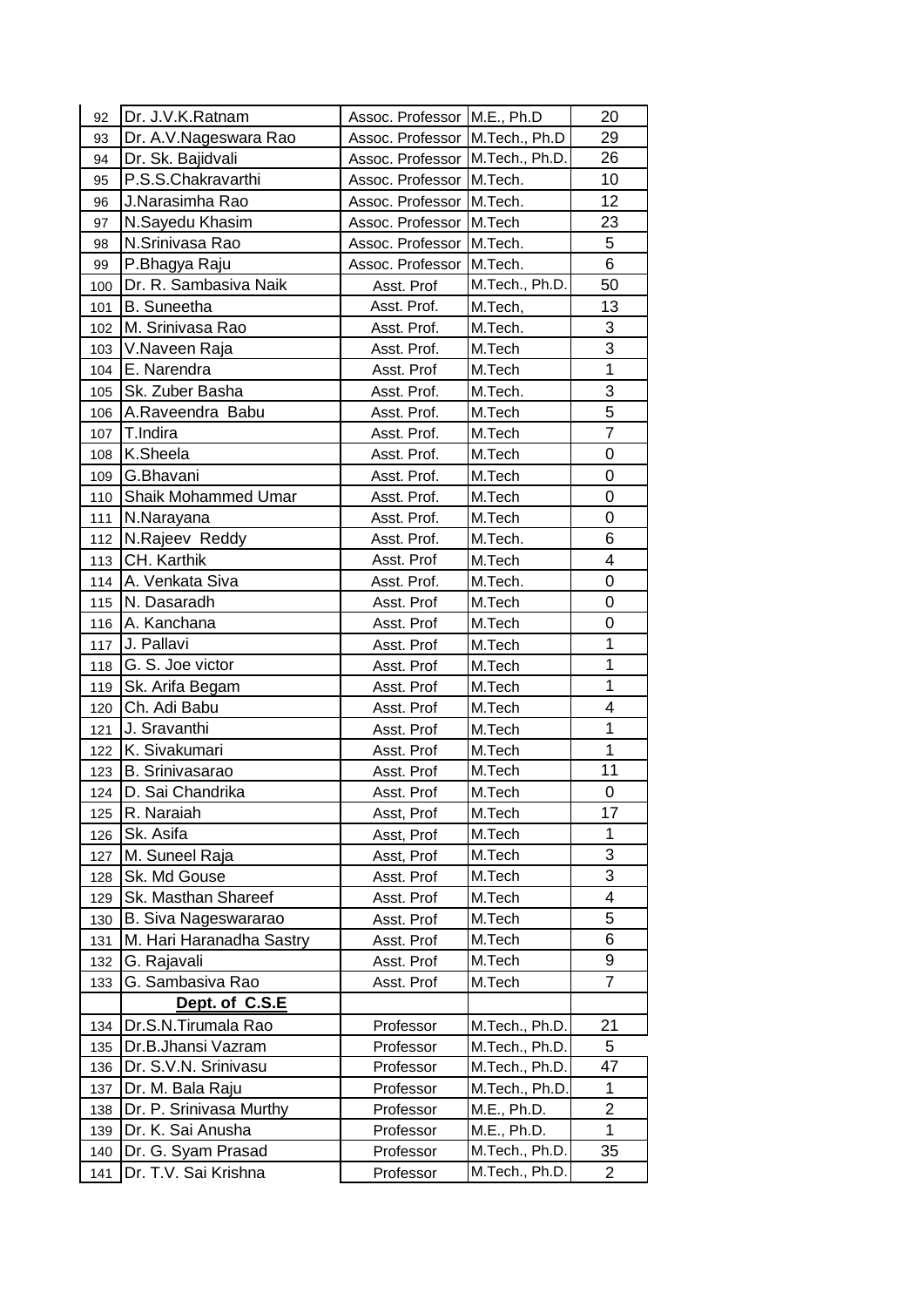| | | | | |
|---|---|---|---|---|
| 92 | Dr. J.V.K.Ratnam | Assoc. Professor | M.E., Ph.D | 20 |
| 93 | Dr. A.V.Nageswara Rao | Assoc. Professor | M.Tech., Ph.D | 29 |
| 94 | Dr. Sk. Bajidvali | Assoc. Professor | M.Tech., Ph.D. | 26 |
| 95 | P.S.S.Chakravarthi | Assoc. Professor | M.Tech. | 10 |
| 96 | J.Narasimha Rao | Assoc. Professor | M.Tech. | 12 |
| 97 | N.Sayedu Khasim | Assoc. Professor | M.Tech | 23 |
| 98 | N.Srinivasa Rao | Assoc. Professor | M.Tech. | 5 |
| 99 | P.Bhagya Raju | Assoc. Professor | M.Tech. | 6 |
| 100 | Dr. R. Sambasiva Naik | Asst. Prof | M.Tech., Ph.D. | 50 |
| 101 | B. Suneetha | Asst. Prof. | M.Tech, | 13 |
| 102 | M. Srinivasa Rao | Asst. Prof. | M.Tech. | 3 |
| 103 | V.Naveen Raja | Asst. Prof. | M.Tech | 3 |
| 104 | E. Narendra | Asst. Prof | M.Tech | 1 |
| 105 | Sk. Zuber Basha | Asst. Prof. | M.Tech. | 3 |
| 106 | A.Raveendra Babu | Asst. Prof. | M.Tech | 5 |
| 107 | T.Indira | Asst. Prof. | M.Tech | 7 |
| 108 | K.Sheela | Asst. Prof. | M.Tech | 0 |
| 109 | G.Bhavani | Asst. Prof. | M.Tech | 0 |
| 110 | Shaik Mohammed Umar | Asst. Prof. | M.Tech | 0 |
| 111 | N.Narayana | Asst. Prof. | M.Tech | 0 |
| 112 | N.Rajeev Reddy | Asst. Prof. | M.Tech. | 6 |
| 113 | CH. Karthik | Asst. Prof | M.Tech | 4 |
| 114 | A. Venkata Siva | Asst. Prof. | M.Tech. | 0 |
| 115 | N. Dasaradh | Asst. Prof | M.Tech | 0 |
| 116 | A. Kanchana | Asst. Prof | M.Tech | 0 |
| 117 | J. Pallavi | Asst. Prof | M.Tech | 1 |
| 118 | G. S. Joe victor | Asst. Prof | M.Tech | 1 |
| 119 | Sk. Arifa Begam | Asst. Prof | M.Tech | 1 |
| 120 | Ch. Adi Babu | Asst. Prof | M.Tech | 4 |
| 121 | J. Sravanthi | Asst. Prof | M.Tech | 1 |
| 122 | K. Sivakumari | Asst. Prof | M.Tech | 1 |
| 123 | B. Srinivasarao | Asst. Prof | M.Tech | 11 |
| 124 | D. Sai Chandrika | Asst. Prof | M.Tech | 0 |
| 125 | R. Naraiah | Asst, Prof | M.Tech | 17 |
| 126 | Sk. Asifa | Asst, Prof | M.Tech | 1 |
| 127 | M. Suneel Raja | Asst, Prof | M.Tech | 3 |
| 128 | Sk. Md Gouse | Asst. Prof | M.Tech | 3 |
| 129 | Sk. Masthan Shareef | Asst. Prof | M.Tech | 4 |
| 130 | B. Siva Nageswararao | Asst. Prof | M.Tech | 5 |
| 131 | M. Hari Haranadha Sastry | Asst. Prof | M.Tech | 6 |
| 132 | G. Rajavali | Asst. Prof | M.Tech | 9 |
| 133 | G. Sambasiva Rao | Asst. Prof | M.Tech | 7 |
| | **Dept. of C.S.E** | | | |
| 134 | Dr.S.N.Tirumala Rao | Professor | M.Tech., Ph.D. | 21 |
| 135 | Dr.B.Jhansi Vazram | Professor | M.Tech., Ph.D. | 5 |
| 136 | Dr. S.V.N. Srinivasu | Professor | M.Tech., Ph.D. | 47 |
| 137 | Dr. M. Bala Raju | Professor | M.Tech., Ph.D. | 1 |
| 138 | Dr. P. Srinivasa Murthy | Professor | M.E., Ph.D. | 2 |
| 139 | Dr. K. Sai Anusha | Professor | M.E., Ph.D. | 1 |
| 140 | Dr. G. Syam Prasad | Professor | M.Tech., Ph.D. | 35 |
| 141 | Dr. T.V. Sai Krishna | Professor | M.Tech., Ph.D. | 2 |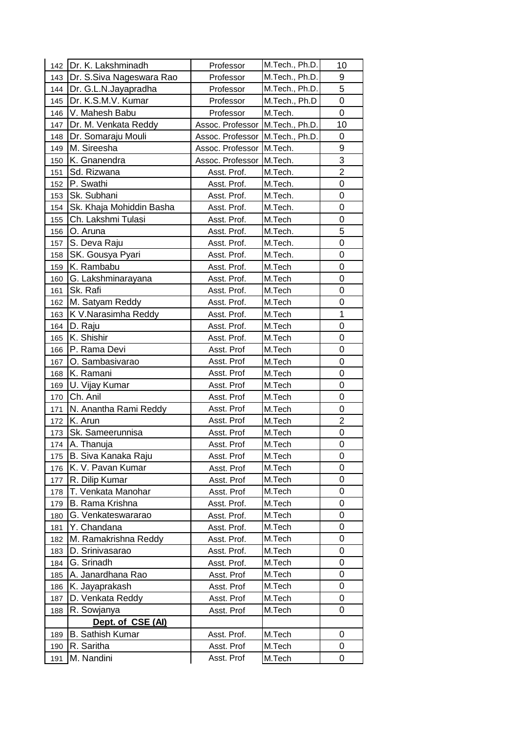| | | | | |
|---|---|---|---|---|
| 142 | Dr. K. Lakshminadh | Professor | M.Tech., Ph.D. | 10 |
| 143 | Dr. S.Siva Nageswara Rao | Professor | M.Tech., Ph.D. | 9 |
| 144 | Dr. G.L.N.Jayapradha | Professor | M.Tech., Ph.D. | 5 |
| 145 | Dr. K.S.M.V. Kumar | Professor | M.Tech., Ph.D | 0 |
| 146 | V. Mahesh Babu | Professor | M.Tech. | 0 |
| 147 | Dr. M. Venkata Reddy | Assoc. Professor | M.Tech., Ph.D. | 10 |
| 148 | Dr. Somaraju Mouli | Assoc. Professor | M.Tech., Ph.D. | 0 |
| 149 | M. Sireesha | Assoc. Professor | M.Tech. | 9 |
| 150 | K. Gnanendra | Assoc. Professor | M.Tech. | 3 |
| 151 | Sd. Rizwana | Asst. Prof. | M.Tech. | 2 |
| 152 | P. Swathi | Asst. Prof. | M.Tech. | 0 |
| 153 | Sk. Subhani | Asst. Prof. | M.Tech. | 0 |
| 154 | Sk. Khaja Mohiddin Basha | Asst. Prof. | M.Tech. | 0 |
| 155 | Ch. Lakshmi Tulasi | Asst. Prof. | M.Tech | 0 |
| 156 | O. Aruna | Asst. Prof. | M.Tech. | 5 |
| 157 | S. Deva Raju | Asst. Prof. | M.Tech. | 0 |
| 158 | SK. Gousya Pyari | Asst. Prof. | M.Tech. | 0 |
| 159 | K. Rambabu | Asst. Prof. | M.Tech | 0 |
| 160 | G. Lakshminarayana | Asst. Prof. | M.Tech | 0 |
| 161 | Sk. Rafi | Asst. Prof. | M.Tech | 0 |
| 162 | M. Satyam Reddy | Asst. Prof. | M.Tech | 0 |
| 163 | K V.Narasimha Reddy | Asst. Prof. | M.Tech | 1 |
| 164 | D. Raju | Asst. Prof. | M.Tech | 0 |
| 165 | K. Shishir | Asst. Prof. | M.Tech | 0 |
| 166 | P. Rama Devi | Asst. Prof | M.Tech | 0 |
| 167 | O. Sambasivarao | Asst. Prof | M.Tech | 0 |
| 168 | K. Ramani | Asst. Prof | M.Tech | 0 |
| 169 | U. Vijay Kumar | Asst. Prof | M.Tech | 0 |
| 170 | Ch. Anil | Asst. Prof | M.Tech | 0 |
| 171 | N. Anantha Rami Reddy | Asst. Prof | M.Tech | 0 |
| 172 | K. Arun | Asst. Prof | M.Tech | 2 |
| 173 | Sk. Sameerunnisa | Asst. Prof | M.Tech | 0 |
| 174 | A. Thanuja | Asst. Prof | M.Tech | 0 |
| 175 | B. Siva Kanaka Raju | Asst. Prof | M.Tech | 0 |
| 176 | K. V. Pavan Kumar | Asst. Prof | M.Tech | 0 |
| 177 | R. Dilip Kumar | Asst. Prof | M.Tech | 0 |
| 178 | T. Venkata Manohar | Asst. Prof | M.Tech | 0 |
| 179 | B. Rama Krishna | Asst. Prof. | M.Tech | 0 |
| 180 | G. Venkateswararao | Asst. Prof. | M.Tech | 0 |
| 181 | Y. Chandana | Asst. Prof. | M.Tech | 0 |
| 182 | M. Ramakrishna Reddy | Asst. Prof. | M.Tech | 0 |
| 183 | D. Srinivasarao | Asst. Prof. | M.Tech | 0 |
| 184 | G. Srinadh | Asst. Prof. | M.Tech | 0 |
| 185 | A. Janardhana Rao | Asst. Prof | M.Tech | 0 |
| 186 | K. Jayaprakash | Asst. Prof | M.Tech | 0 |
| 187 | D. Venkata Reddy | Asst. Prof | M.Tech | 0 |
| 188 | R. Sowjanya | Asst. Prof | M.Tech | 0 |
| | **Dept. of CSE (AI)** | | | |
| 189 | B. Sathish Kumar | Asst. Prof. | M.Tech | 0 |
| 190 | R. Saritha | Asst. Prof | M.Tech | 0 |
| 191 | M. Nandini | Asst. Prof | M.Tech | 0 |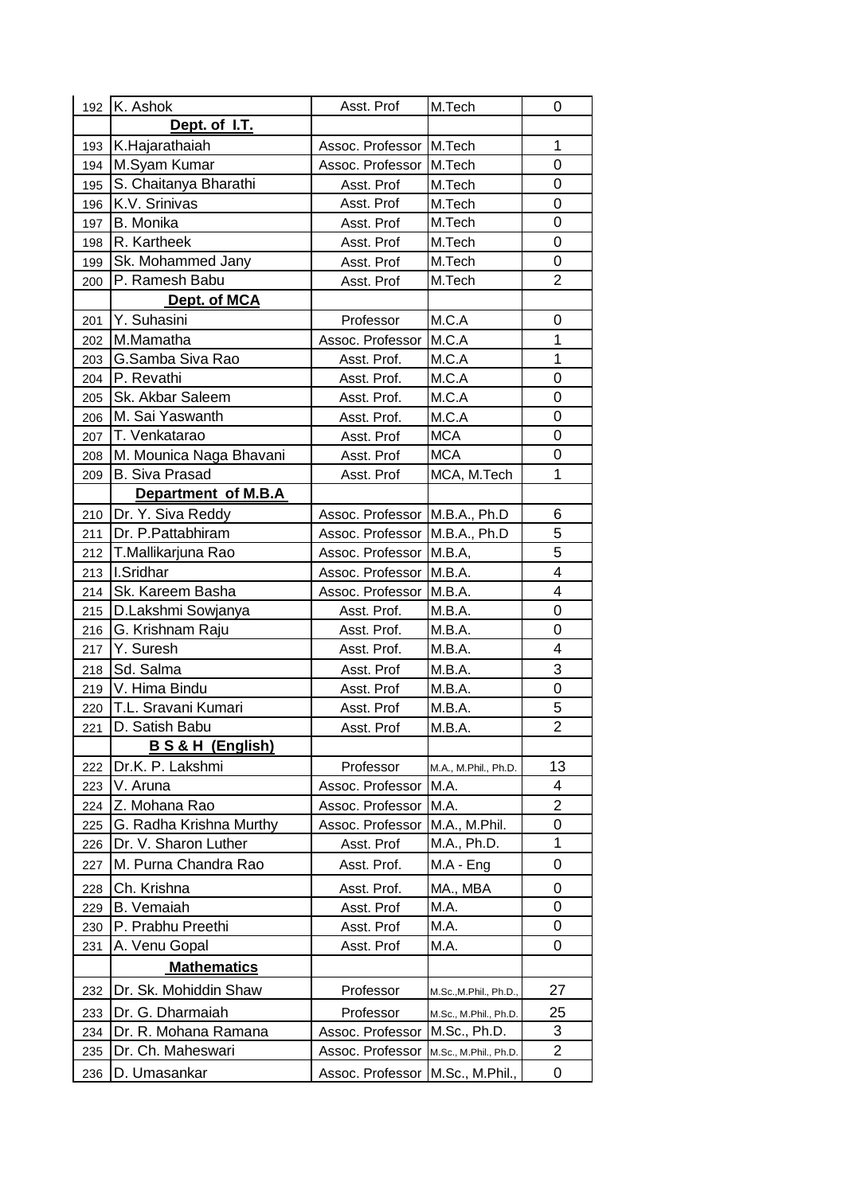| | | | | |
|---|---|---|---|---|
| 192 | K. Ashok | Asst. Prof | M.Tech | 0 |
| | **Dept. of I.T.** | | | |
| 193 | K.Hajarathaiah | Assoc. Professor | M.Tech | 1 |
| 194 | M.Syam Kumar | Assoc. Professor | M.Tech | 0 |
| 195 | S. Chaitanya Bharathi | Asst. Prof | M.Tech | 0 |
| 196 | K.V. Srinivas | Asst. Prof | M.Tech | 0 |
| 197 | B. Monika | Asst. Prof | M.Tech | 0 |
| 198 | R. Kartheek | Asst. Prof | M.Tech | 0 |
| 199 | Sk. Mohammed Jany | Asst. Prof | M.Tech | 0 |
| 200 | P. Ramesh Babu | Asst. Prof | M.Tech | 2 |
| | **Dept. of MCA** | | | |
| 201 | Y. Suhasini | Professor | M.C.A | 0 |
| 202 | M.Mamatha | Assoc. Professor | M.C.A | 1 |
| 203 | G.Samba Siva Rao | Asst. Prof. | M.C.A | 1 |
| 204 | P. Revathi | Asst. Prof. | M.C.A | 0 |
| 205 | Sk. Akbar Saleem | Asst. Prof. | M.C.A | 0 |
| 206 | M. Sai Yaswanth | Asst. Prof. | M.C.A | 0 |
| 207 | T. Venkatarao | Asst. Prof | MCA | 0 |
| 208 | M. Mounica Naga Bhavani | Asst. Prof | MCA | 0 |
| 209 | B. Siva Prasad | Asst. Prof | MCA, M.Tech | 1 |
| | **Department of M.B.A** | | | |
| 210 | Dr. Y. Siva Reddy | Assoc. Professor | M.B.A., Ph.D | 6 |
| 211 | Dr. P.Pattabhiram | Assoc. Professor | M.B.A., Ph.D | 5 |
| 212 | T.Mallikarjuna Rao | Assoc. Professor | M.B.A, | 5 |
| 213 | I.Sridhar | Assoc. Professor | M.B.A. | 4 |
| 214 | Sk. Kareem Basha | Assoc. Professor | M.B.A. | 4 |
| 215 | D.Lakshmi Sowjanya | Asst. Prof. | M.B.A. | 0 |
| 216 | G. Krishnam Raju | Asst. Prof. | M.B.A. | 0 |
| 217 | Y. Suresh | Asst. Prof. | M.B.A. | 4 |
| 218 | Sd. Salma | Asst. Prof | M.B.A. | 3 |
| 219 | V. Hima Bindu | Asst. Prof | M.B.A. | 0 |
| 220 | T.L. Sravani Kumari | Asst. Prof | M.B.A. | 5 |
| 221 | D. Satish Babu | Asst. Prof | M.B.A. | 2 |
| | **B S & H (English)** | | | |
| 222 | Dr.K. P. Lakshmi | Professor | M.A., M.Phil., Ph.D. | 13 |
| 223 | V. Aruna | Assoc. Professor | M.A. | 4 |
| 224 | Z. Mohana Rao | Assoc. Professor | M.A. | 2 |
| 225 | G. Radha Krishna Murthy | Assoc. Professor | M.A., M.Phil. | 0 |
| 226 | Dr. V. Sharon Luther | Asst. Prof | M.A., Ph.D. | 1 |
| 227 | M. Purna Chandra Rao | Asst. Prof. | M.A - Eng | 0 |
| 228 | Ch. Krishna | Asst. Prof. | MA., MBA | 0 |
| 229 | B. Vemaiah | Asst. Prof | M.A. | 0 |
| 230 | P. Prabhu Preethi | Asst. Prof | M.A. | 0 |
| 231 | A. Venu Gopal | Asst. Prof | M.A. | 0 |
| | **Mathematics** | | | |
| 232 | Dr. Sk. Mohiddin Shaw | Professor | M.Sc.,M.Phil., Ph.D., | 27 |
| 233 | Dr. G. Dharmaiah | Professor | M.Sc., M.Phil., Ph.D. | 25 |
| 234 | Dr. R. Mohana Ramana | Assoc. Professor | M.Sc., Ph.D. | 3 |
| 235 | Dr. Ch. Maheswari | Assoc. Professor | M.Sc., M.Phil., Ph.D. | 2 |
| 236 | D. Umasankar | Assoc. Professor | M.Sc., M.Phil., | 0 |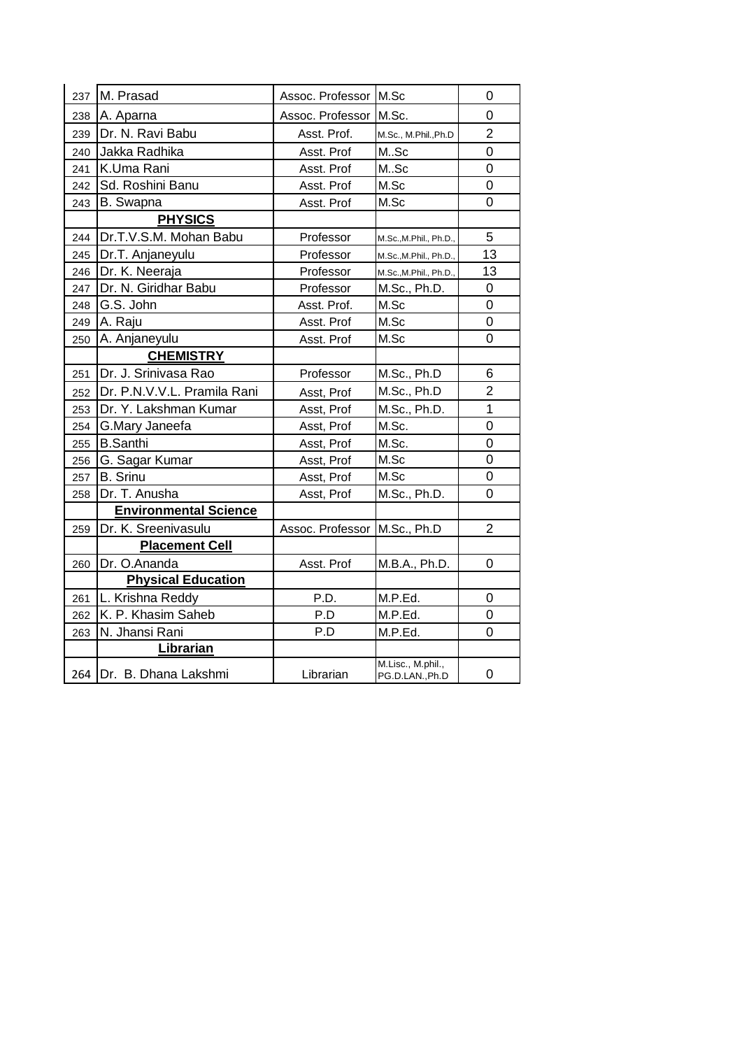| | | | | |
|---|---|---|---|---|
| 237 | M. Prasad | Assoc. Professor | M.Sc | 0 |
| 238 | A. Aparna | Assoc. Professor | M.Sc. | 0 |
| 239 | Dr. N. Ravi Babu | Asst. Prof. | M.Sc., M.Phil.,Ph.D | 2 |
| 240 | Jakka Radhika | Asst. Prof | M..Sc | 0 |
| 241 | K.Uma Rani | Asst. Prof | M..Sc | 0 |
| 242 | Sd. Roshini Banu | Asst. Prof | M.Sc | 0 |
| 243 | B. Swapna | Asst. Prof | M.Sc | 0 |
| | **PHYSICS** | | | |
| 244 | Dr.T.V.S.M. Mohan Babu | Professor | M.Sc.,M.Phil., Ph.D., | 5 |
| 245 | Dr.T. Anjaneyulu | Professor | M.Sc.,M.Phil., Ph.D., | 13 |
| 246 | Dr. K. Neeraja | Professor | M.Sc.,M.Phil., Ph.D., | 13 |
| 247 | Dr. N. Giridhar Babu | Professor | M.Sc., Ph.D. | 0 |
| 248 | G.S. John | Asst. Prof. | M.Sc | 0 |
| 249 | A. Raju | Asst. Prof | M.Sc | 0 |
| 250 | A. Anjaneyulu | Asst. Prof | M.Sc | 0 |
| | **CHEMISTRY** | | | |
| 251 | Dr. J. Srinivasa Rao | Professor | M.Sc., Ph.D | 6 |
| 252 | Dr. P.N.V.V.L. Pramila Rani | Asst, Prof | M.Sc., Ph.D | 2 |
| 253 | Dr. Y. Lakshman Kumar | Asst, Prof | M.Sc., Ph.D. | 1 |
| 254 | G.Mary Janeefa | Asst, Prof | M.Sc. | 0 |
| 255 | B.Santhi | Asst, Prof | M.Sc. | 0 |
| 256 | G. Sagar Kumar | Asst, Prof | M.Sc | 0 |
| 257 | B. Srinu | Asst, Prof | M.Sc | 0 |
| 258 | Dr. T. Anusha | Asst, Prof | M.Sc., Ph.D. | 0 |
| | **Environmental Science** | | | |
| 259 | Dr. K. Sreenivasulu | Assoc. Professor | M.Sc., Ph.D | 2 |
| | **Placement Cell** | | | |
| 260 | Dr. O.Ananda | Asst. Prof | M.B.A., Ph.D. | 0 |
| | **Physical Education** | | | |
| 261 | L. Krishna Reddy | P.D. | M.P.Ed. | 0 |
| 262 | K. P. Khasim Saheb | P.D | M.P.Ed. | 0 |
| 263 | N. Jhansi Rani | P.D | M.P.Ed. | 0 |
| | **Librarian** | | | |
| 264 | Dr. B. Dhana Lakshmi | Librarian | M.Lisc., M.phil., PG.D.LAN.,Ph.D | 0 |